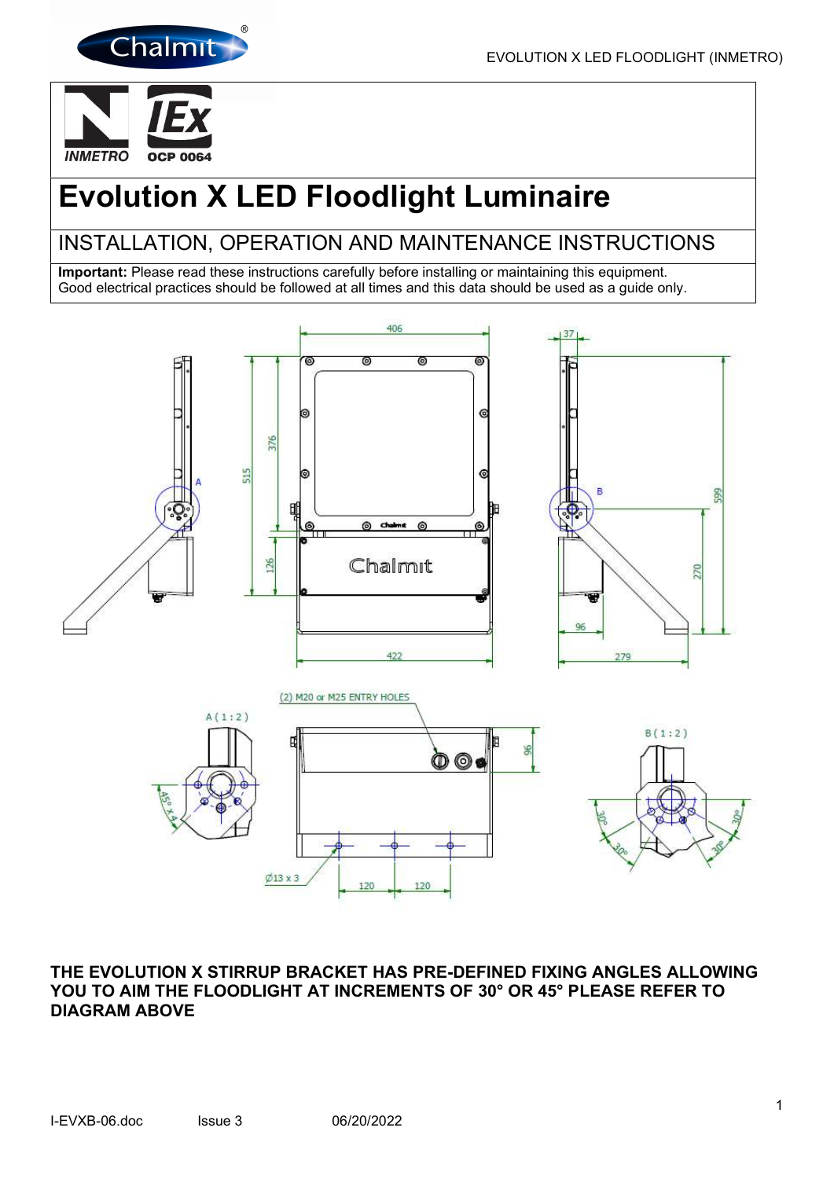# Evolution X LED Floodlight Luminaire

## INSTALLATION, OPERATION AND MAINTENANCE INSTRUCTIONS

**Important:** Please read these instructions carefully before installing or maintaining this equipment. Good electrical practices should be followed at all times and this data should be used as a guide only.

**THE EVOLUTION X STIRRUP BRACKET HAS PRE-DEFINED FIXING ANGLES ALLOWING YOU TO AIM THE FLOODLIGHT AT INCREMENTS OF 30° OR 45° PLEASE REFER TO DIAGRAM ABOVE**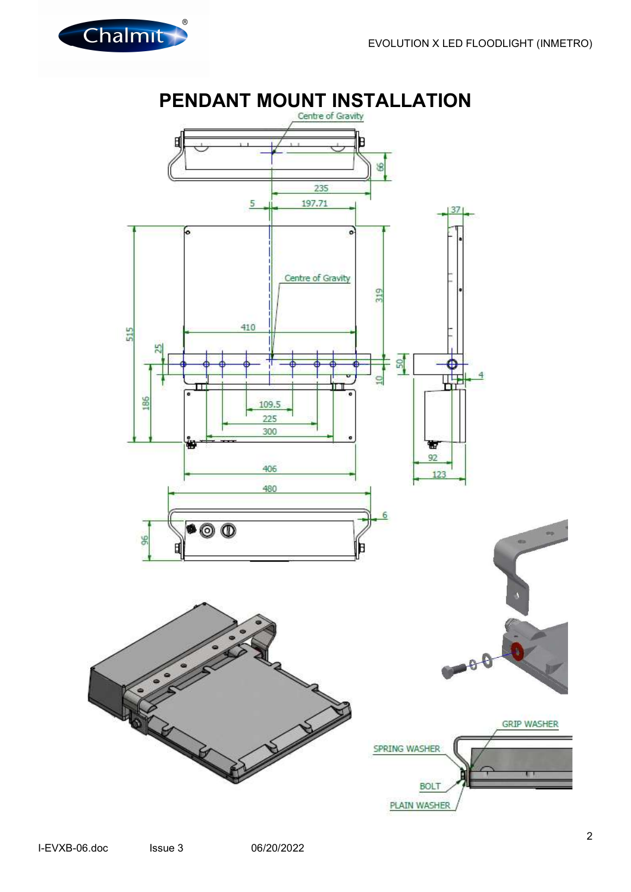# PENDANT MOUNT INSTALLATION

Centre of Gravity

66

235

5 197.71

37

515

319

Centre of Gravity

410

25

50

186

10

4

109.5

225

300

92

123

406

480

6

96

GRIP WASHER

SPRING WASHER

BOLT

PLAIN WASHER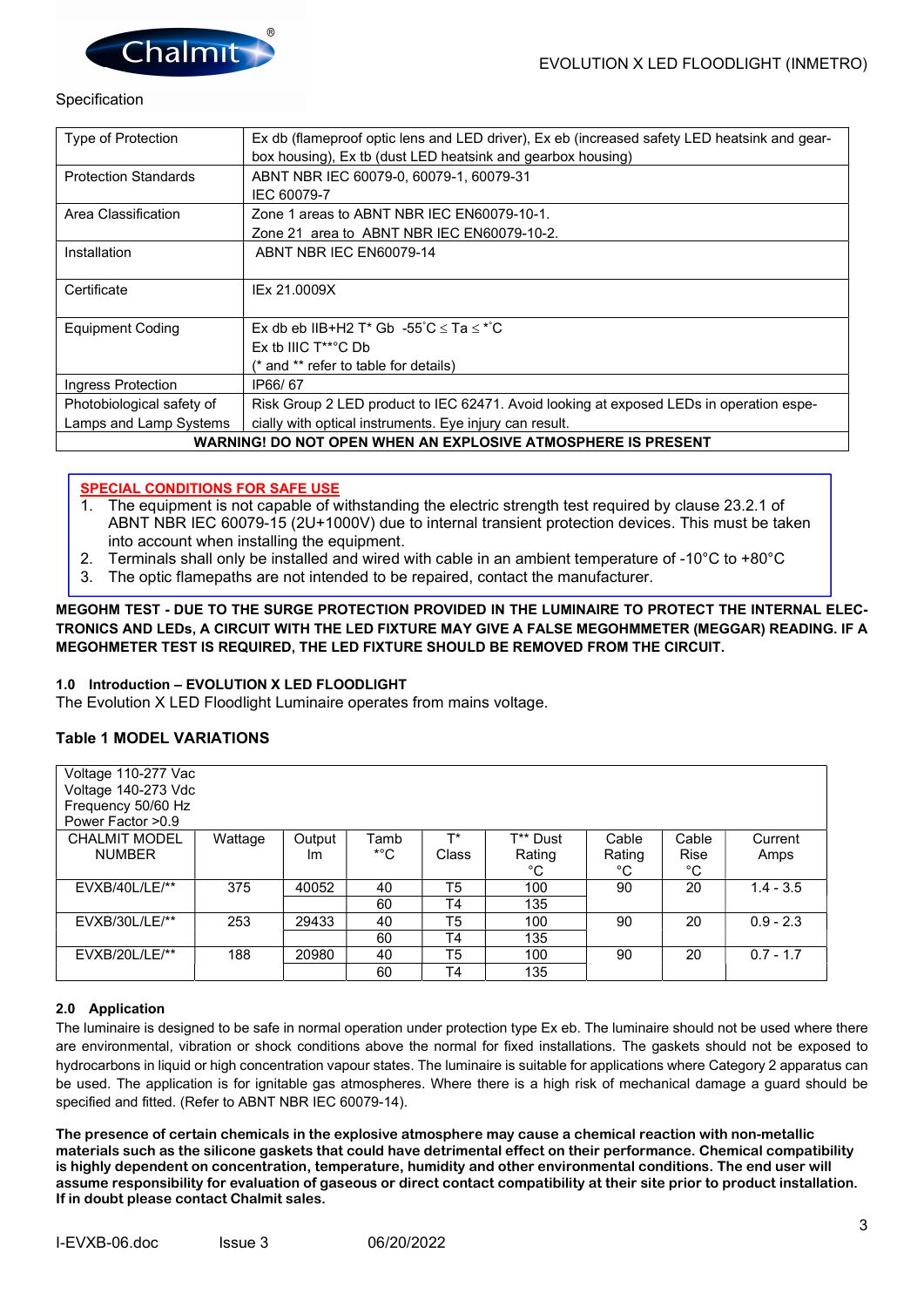Specification

| Type of Protection | Ex db (flameproof optic lens and LED driver), Ex eb (increased safety LED heatsink and gear-box housing), Ex tb (dust LED heatsink and gearbox housing) |
|---|---|
| Protection Standards | ABNT NBR IEC 60079-0, 60079-1, 60079-31<br>IEC 60079-7 |
| Area Classification | Zone 1 areas to ABNT NBR IEC EN60079-10-1.<br>Zone 21 area to ABNT NBR IEC EN60079-10-2. |
| Installation | ABNT NBR IEC EN60079-14 |
| Certificate | IEx 21.0009X |
| Equipment Coding | Ex db eb IIB+H2 T* Gb -55˚C ≤ Ta ≤ *˚C<br>Ex tb IIIC T**°C Db<br>(* and ** refer to table for details) |
| Ingress Protection | IP66/ 67 |
| Photobiological safety of Lamps and Lamp Systems | Risk Group 2 LED product to IEC 62471. Avoid looking at exposed LEDs in operation especially with optical instruments. Eye injury can result. |
| **WARNING! DO NOT OPEN WHEN AN EXPLOSIVE ATMOSPHERE IS PRESENT** | |

**SPECIAL CONDITIONS FOR SAFE USE**

1. The equipment is not capable of withstanding the electric strength test required by clause 23.2.1 of ABNT NBR IEC 60079-15 (2U+1000V) due to internal transient protection devices. This must be taken into account when installing the equipment.
2. Terminals shall only be installed and wired with cable in an ambient temperature of -10°C to +80°C
3. The optic flamepaths are not intended to be repaired, contact the manufacturer.

**MEGOHM TEST - DUE TO THE SURGE PROTECTION PROVIDED IN THE LUMINAIRE TO PROTECT THE INTERNAL ELECTRONICS AND LEDs, A CIRCUIT WITH THE LED FIXTURE MAY GIVE A FALSE MEGOHMMETER (MEGGAR) READING. IF A MEGOHMETER TEST IS REQUIRED, THE LED FIXTURE SHOULD BE REMOVED FROM THE CIRCUIT.**

### 1.0 Introduction – EVOLUTION X LED FLOODLIGHT

The Evolution X LED Floodlight Luminaire operates from mains voltage.

### Table 1 MODEL VARIATIONS

Voltage 110-277 Vac
Voltage 140-273 Vdc
Frequency 50/60 Hz
Power Factor >0.9

| CHALMIT MODEL NUMBER | Wattage | Output lm | Tamb **°C | T* Class | T** Dust Rating °C | Cable Rating °C | Cable Rise °C | Current Amps |
|---|---|---|---|---|---|---|---|---|
| EVXB/40L/LE/** | 375 | 40052 | 40 | T5 | 100 | 90 | 20 | 1.4 - 3.5 |
| | | | 60 | T4 | 135 | | | |
| EVXB/30L/LE/** | 253 | 29433 | 40 | T5 | 100 | 90 | 20 | 0.9 - 2.3 |
| | | | 60 | T4 | 135 | | | |
| EVXB/20L/LE/** | 188 | 20980 | 40 | T5 | 100 | 90 | 20 | 0.7 - 1.7 |
| | | | 60 | T4 | 135 | | | |

### 2.0 Application

The luminaire is designed to be safe in normal operation under protection type Ex eb. The luminaire should not be used where there are environmental, vibration or shock conditions above the normal for fixed installations. The gaskets should not be exposed to hydrocarbons in liquid or high concentration vapour states. The luminaire is suitable for applications where Category 2 apparatus can be used. The application is for ignitable gas atmospheres. Where there is a high risk of mechanical damage a guard should be specified and fitted. (Refer to ABNT NBR IEC 60079-14).

**The presence of certain chemicals in the explosive atmosphere may cause a chemical reaction with non-metallic materials such as the silicone gaskets that could have detrimental effect on their performance. Chemical compatibility is highly dependent on concentration, temperature, humidity and other environmental conditions. The end user will assume responsibility for evaluation of gaseous or direct contact compatibility at their site prior to product installation. If in doubt please contact Chalmit sales.**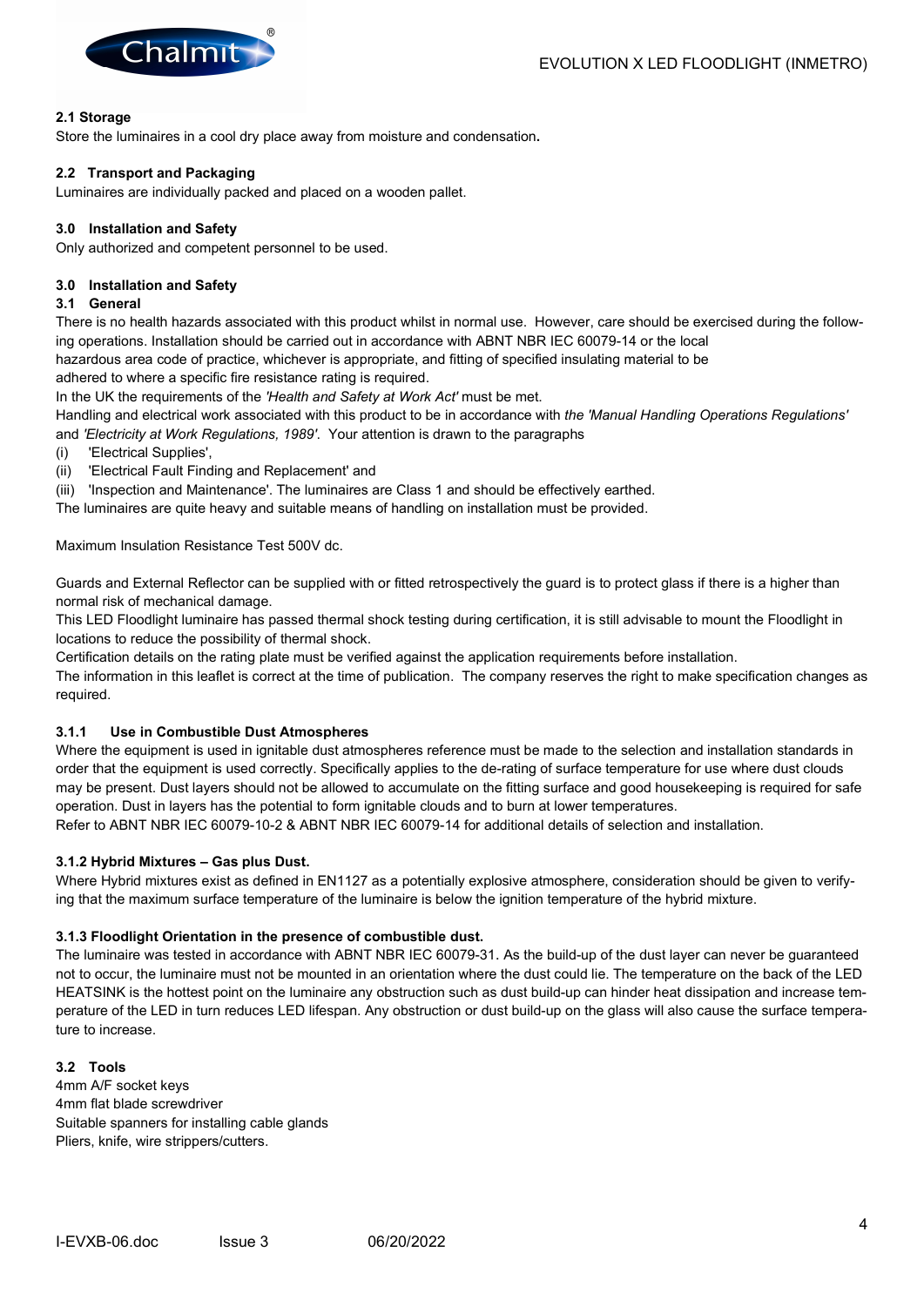### 2.1 Storage

Store the luminaires in a cool dry place away from moisture and condensation**.**

### 2.2 Transport and Packaging

Luminaires are individually packed and placed on a wooden pallet.

### 3.0 Installation and Safety

Only authorized and competent personnel to be used.

### 3.0 Installation and Safety

### 3.1 General

There is no health hazards associated with this product whilst in normal use. However, care should be exercised during the following operations. Installation should be carried out in accordance with ABNT NBR IEC 60079-14 or the local hazardous area code of practice, whichever is appropriate, and fitting of specified insulating material to be adhered to where a specific fire resistance rating is required.

In the UK the requirements of the *'Health and Safety at Work Act'* must be met.

Handling and electrical work associated with this product to be in accordance with *the 'Manual Handling Operations Regulations'* and *'Electricity at Work Regulations, 1989'*. Your attention is drawn to the paragraphs

(i) 'Electrical Supplies',

(ii) 'Electrical Fault Finding and Replacement' and

(iii) 'Inspection and Maintenance'. The luminaires are Class 1 and should be effectively earthed.

The luminaires are quite heavy and suitable means of handling on installation must be provided.

Maximum Insulation Resistance Test 500V dc.

Guards and External Reflector can be supplied with or fitted retrospectively the guard is to protect glass if there is a higher than normal risk of mechanical damage.

This LED Floodlight luminaire has passed thermal shock testing during certification, it is still advisable to mount the Floodlight in locations to reduce the possibility of thermal shock.

Certification details on the rating plate must be verified against the application requirements before installation.

The information in this leaflet is correct at the time of publication. The company reserves the right to make specification changes as required.

#### 3.1.1 Use in Combustible Dust Atmospheres

Where the equipment is used in ignitable dust atmospheres reference must be made to the selection and installation standards in order that the equipment is used correctly. Specifically applies to the de-rating of surface temperature for use where dust clouds may be present. Dust layers should not be allowed to accumulate on the fitting surface and good housekeeping is required for safe operation. Dust in layers has the potential to form ignitable clouds and to burn at lower temperatures.

Refer to ABNT NBR IEC 60079-10-2 & ABNT NBR IEC 60079-14 for additional details of selection and installation.

#### 3.1.2 Hybrid Mixtures – Gas plus Dust.

Where Hybrid mixtures exist as defined in EN1127 as a potentially explosive atmosphere, consideration should be given to verifying that the maximum surface temperature of the luminaire is below the ignition temperature of the hybrid mixture.

#### 3.1.3 Floodlight Orientation in the presence of combustible dust.

The luminaire was tested in accordance with ABNT NBR IEC 60079-31. As the build-up of the dust layer can never be guaranteed not to occur, the luminaire must not be mounted in an orientation where the dust could lie. The temperature on the back of the LED HEATSINK is the hottest point on the luminaire any obstruction such as dust build-up can hinder heat dissipation and increase temperature of the LED in turn reduces LED lifespan. Any obstruction or dust build-up on the glass will also cause the surface temperature to increase.

### 3.2 Tools

4mm A/F socket keys
4mm flat blade screwdriver
Suitable spanners for installing cable glands
Pliers, knife, wire strippers/cutters.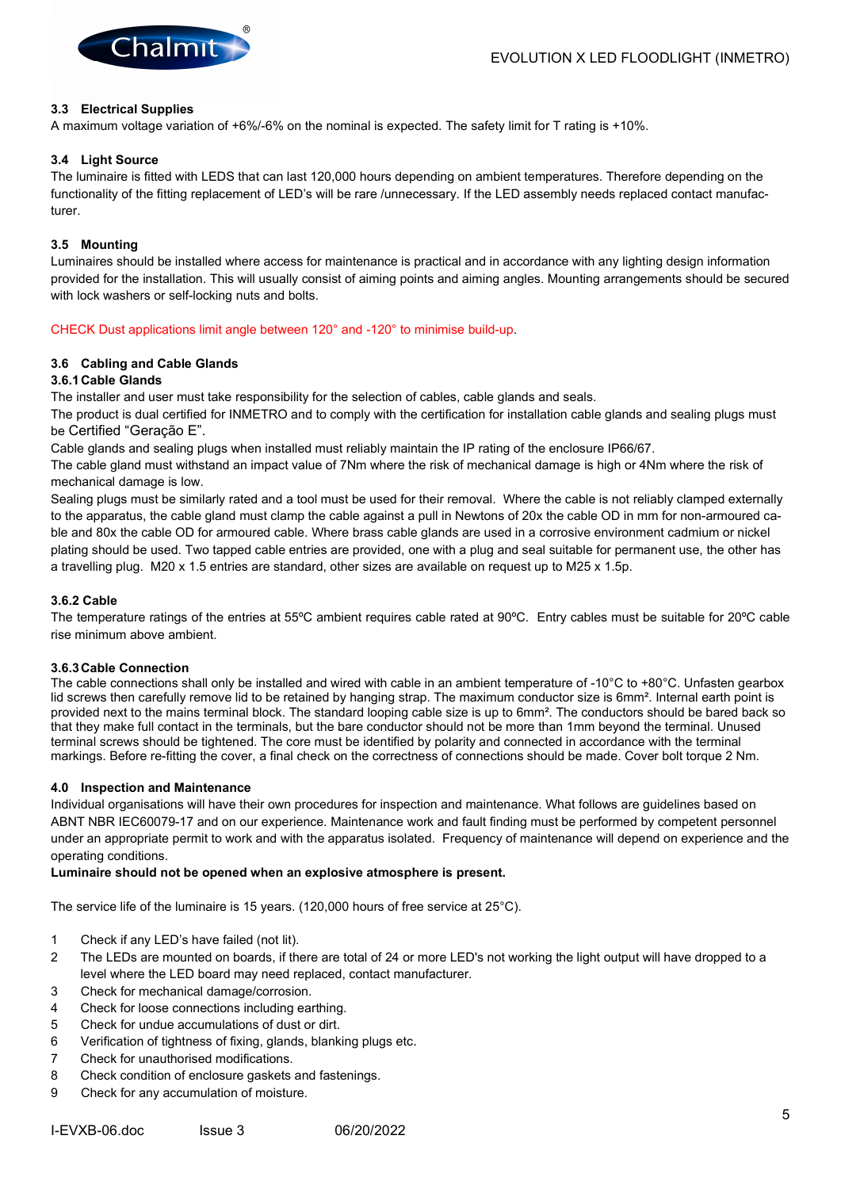### 3.3 Electrical Supplies

A maximum voltage variation of +6%/-6% on the nominal is expected. The safety limit for T rating is +10%.

### 3.4 Light Source

The luminaire is fitted with LEDS that can last 120,000 hours depending on ambient temperatures. Therefore depending on the functionality of the fitting replacement of LED's will be rare /unnecessary. If the LED assembly needs replaced contact manufacturer.

### 3.5 Mounting

Luminaires should be installed where access for maintenance is practical and in accordance with any lighting design information provided for the installation. This will usually consist of aiming points and aiming angles. Mounting arrangements should be secured with lock washers or self-locking nuts and bolts.

CHECK Dust applications limit angle between 120° and -120° to minimise build-up.

### 3.6 Cabling and Cable Glands

#### 3.6.1 Cable Glands

The installer and user must take responsibility for the selection of cables, cable glands and seals.

The product is dual certified for INMETRO and to comply with the certification for installation cable glands and sealing plugs must be Certified "Geração E".

Cable glands and sealing plugs when installed must reliably maintain the IP rating of the enclosure IP66/67.

The cable gland must withstand an impact value of 7Nm where the risk of mechanical damage is high or 4Nm where the risk of mechanical damage is low.

Sealing plugs must be similarly rated and a tool must be used for their removal. Where the cable is not reliably clamped externally to the apparatus, the cable gland must clamp the cable against a pull in Newtons of 20x the cable OD in mm for non-armoured cable and 80x the cable OD for armoured cable. Where brass cable glands are used in a corrosive environment cadmium or nickel plating should be used. Two tapped cable entries are provided, one with a plug and seal suitable for permanent use, the other has a travelling plug. M20 x 1.5 entries are standard, other sizes are available on request up to M25 x 1.5p.

#### 3.6.2 Cable

The temperature ratings of the entries at 55ºC ambient requires cable rated at 90ºC. Entry cables must be suitable for 20ºC cable rise minimum above ambient.

#### 3.6.3 Cable Connection

The cable connections shall only be installed and wired with cable in an ambient temperature of -10°C to +80°C. Unfasten gearbox lid screws then carefully remove lid to be retained by hanging strap. The maximum conductor size is 6mm². Internal earth point is provided next to the mains terminal block. The standard looping cable size is up to 6mm². The conductors should be bared back so that they make full contact in the terminals, but the bare conductor should not be more than 1mm beyond the terminal. Unused terminal screws should be tightened. The core must be identified by polarity and connected in accordance with the terminal markings. Before re-fitting the cover, a final check on the correctness of connections should be made. Cover bolt torque 2 Nm.

### 4.0 Inspection and Maintenance

Individual organisations will have their own procedures for inspection and maintenance. What follows are guidelines based on ABNT NBR IEC60079-17 and on our experience. Maintenance work and fault finding must be performed by competent personnel under an appropriate permit to work and with the apparatus isolated. Frequency of maintenance will depend on experience and the operating conditions.

**Luminaire should not be opened when an explosive atmosphere is present.**

The service life of the luminaire is 15 years. (120,000 hours of free service at 25°C).

1. Check if any LED's have failed (not lit).
2. The LEDs are mounted on boards, if there are total of 24 or more LED's not working the light output will have dropped to a level where the LED board may need replaced, contact manufacturer.
3. Check for mechanical damage/corrosion.
4. Check for loose connections including earthing.
5. Check for undue accumulations of dust or dirt.
6. Verification of tightness of fixing, glands, blanking plugs etc.
7. Check for unauthorised modifications.
8. Check condition of enclosure gaskets and fastenings.
9. Check for any accumulation of moisture.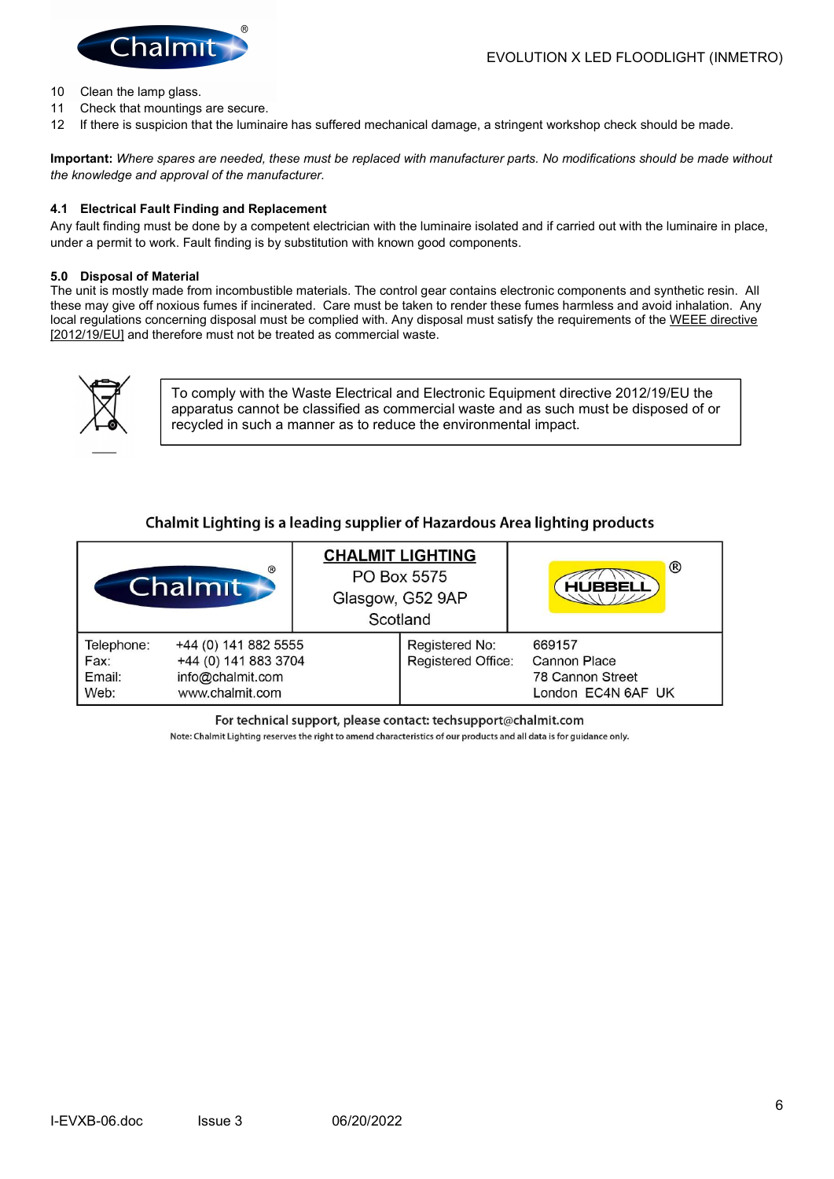10 Clean the lamp glass.
11 Check that mountings are secure.
12 If there is suspicion that the luminaire has suffered mechanical damage, a stringent workshop check should be made.

**Important:** *Where spares are needed, these must be replaced with manufacturer parts. No modifications should be made without the knowledge and approval of the manufacturer.*

### 4.1 Electrical Fault Finding and Replacement

Any fault finding must be done by a competent electrician with the luminaire isolated and if carried out with the luminaire in place, under a permit to work. Fault finding is by substitution with known good components.

## 5.0 Disposal of Material

The unit is mostly made from incombustible materials. The control gear contains electronic components and synthetic resin. All these may give off noxious fumes if incinerated. Care must be taken to render these fumes harmless and avoid inhalation. Any local regulations concerning disposal must be complied with. Any disposal must satisfy the requirements of the WEEE directive [2012/19/EU] and therefore must not be treated as commercial waste.

To comply with the Waste Electrical and Electronic Equipment directive 2012/19/EU the apparatus cannot be classified as commercial waste and as such must be disposed of or recycled in such a manner as to reduce the environmental impact.

**Chalmit Lighting is a leading supplier of Hazardous Area lighting products**

| | | |
|---|---|---|
| Chalmit® | **CHALMIT LIGHTING**<br>PO Box 5575<br>Glasgow, G52 9AP<br>Scotland | HUBBELL® |

| | | | |
|---|---|---|---|
| Telephone: | +44 (0) 141 882 5555 | Registered No: | 669157 |
| Fax: | +44 (0) 141 883 3704 | Registered Office: | Cannon Place |
| Email: | info@chalmit.com | | 78 Cannon Street |
| Web: | www.chalmit.com | | London EC4N 6AF UK |

For technical support, please contact: techsupport@chalmit.com

Note: Chalmit Lighting reserves the right to amend characteristics of our products and all data is for guidance only.

I-EVXB-06.doc Issue 3 06/20/2022